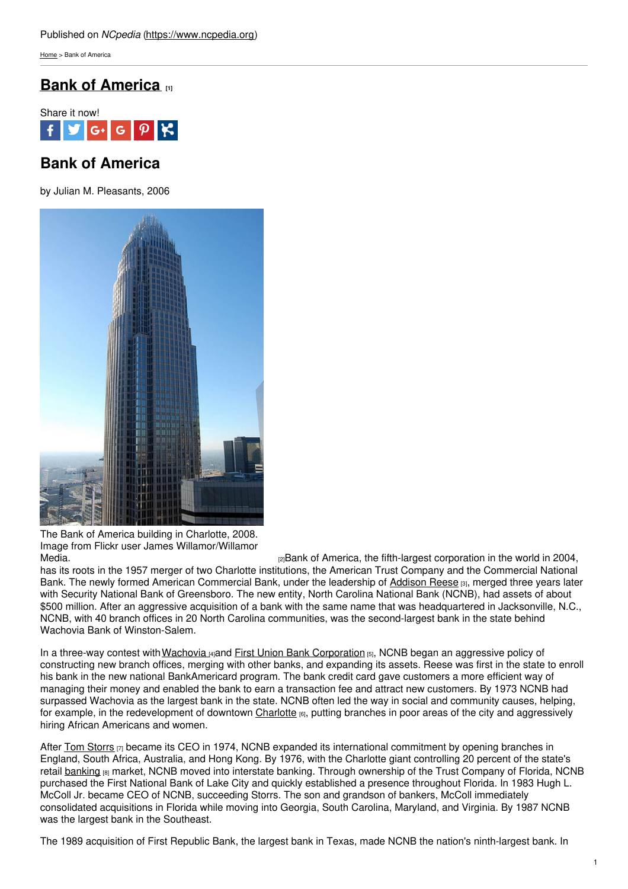Published on *NCpedia* (https://www.ncpedia.org)

Home > Bank of America

# Bank of America [1]

Share it now!

## Bank of America

by Julian M. Pleasants, 2006

The Bank of America building in Charlotte, 2008. Image from Flickr user James Willamor/Willamor Media. [2]

Bank of America, the fifth-largest corporation in the world in 2004, has its roots in the 1957 merger of two Charlotte institutions, the American Trust Company and the Commercial National Bank. The newly formed American Commercial Bank, under the leadership of Addison Reese [3], merged three years later with Security National Bank of Greensboro. The new entity, North Carolina National Bank (NCNB), had assets of about $500 million. After an aggressive acquisition of a bank with the same name that was headquartered in Jacksonville, N.C., NCNB, with 40 branch offices in 20 North Carolina communities, was the second-largest bank in the state behind Wachovia Bank of Winston-Salem.

In a three-way contest with Wachovia [4] and First Union Bank Corporation [5], NCNB began an aggressive policy of constructing new branch offices, merging with other banks, and expanding its assets. Reese was first in the state to enroll his bank in the new national BankAmericard program. The bank credit card gave customers a more efficient way of managing their money and enabled the bank to earn a transaction fee and attract new customers. By 1973 NCNB had surpassed Wachovia as the largest bank in the state. NCNB often led the way in social and community causes, helping, for example, in the redevelopment of downtown Charlotte [6], putting branches in poor areas of the city and aggressively hiring African Americans and women.

After Tom Storrs [7] became its CEO in 1974, NCNB expanded its international commitment by opening branches in England, South Africa, Australia, and Hong Kong. By 1976, with the Charlotte giant controlling 20 percent of the state's retail banking [8] market, NCNB moved into interstate banking. Through ownership of the Trust Company of Florida, NCNB purchased the First National Bank of Lake City and quickly established a presence throughout Florida. In 1983 Hugh L. McColl Jr. became CEO of NCNB, succeeding Storrs. The son and grandson of bankers, McColl immediately consolidated acquisitions in Florida while moving into Georgia, South Carolina, Maryland, and Virginia. By 1987 NCNB was the largest bank in the Southeast.

The 1989 acquisition of First Republic Bank, the largest bank in Texas, made NCNB the nation's ninth-largest bank. In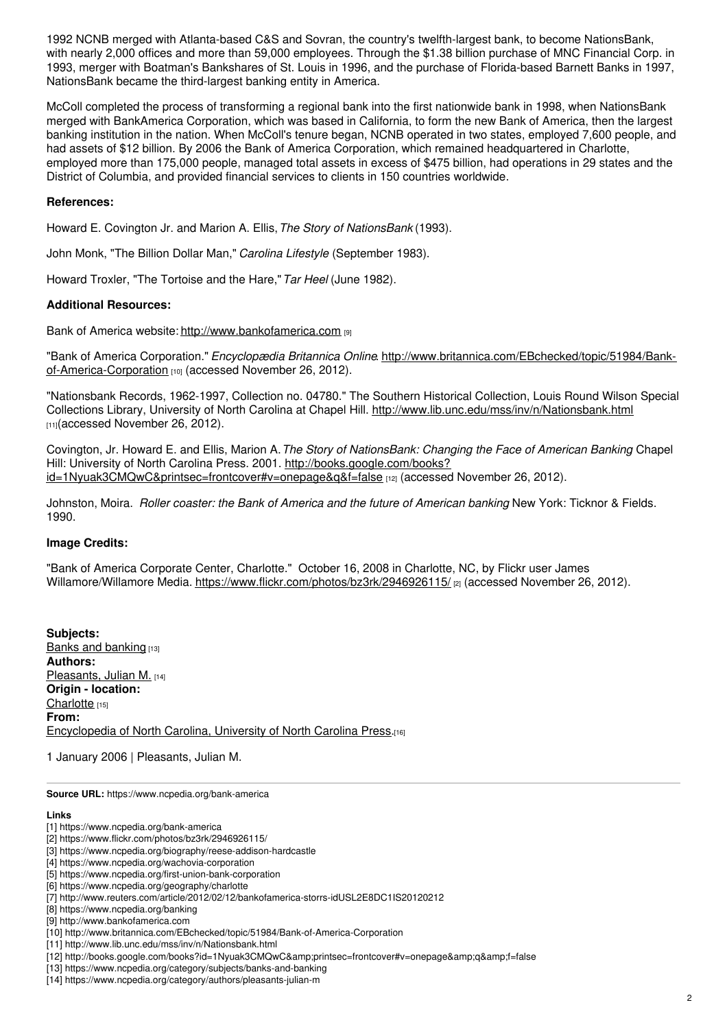1992 NCNB merged with Atlanta-based C&S and Sovran, the country's twelfth-largest bank, to become NationsBank, with nearly 2,000 offices and more than 59,000 employees. Through the $1.38 billion purchase of MNC Financial Corp. in 1993, merger with Boatman's Bankshares of St. Louis in 1996, and the purchase of Florida-based Barnett Banks in 1997, NationsBank became the third-largest banking entity in America.

McColl completed the process of transforming a regional bank into the first nationwide bank in 1998, when NationsBank merged with BankAmerica Corporation, which was based in California, to form the new Bank of America, then the largest banking institution in the nation. When McColl's tenure began, NCNB operated in two states, employed 7,600 people, and had assets of $12 billion. By 2006 the Bank of America Corporation, which remained headquartered in Charlotte, employed more than 175,000 people, managed total assets in excess of $475 billion, had operations in 29 states and the District of Columbia, and provided financial services to clients in 150 countries worldwide.

**References:**

Howard E. Covington Jr. and Marion A. Ellis, *The Story of NationsBank* (1993).

John Monk, "The Billion Dollar Man," *Carolina Lifestyle* (September 1983).

Howard Troxler, "The Tortoise and the Hare," *Tar Heel* (June 1982).

**Additional Resources:**

Bank of America website: http://www.bankofamerica.com [9]

"Bank of America Corporation." *Encyclopædia Britannica Online*. http://www.britannica.com/EBchecked/topic/51984/Bank-of-America-Corporation [10] (accessed November 26, 2012).

"Nationsbank Records, 1962-1997, Collection no. 04780." The Southern Historical Collection, Louis Round Wilson Special Collections Library, University of North Carolina at Chapel Hill. http://www.lib.unc.edu/mss/inv/n/Nationsbank.html [11] (accessed November 26, 2012).

Covington, Jr. Howard E. and Ellis, Marion A. *The Story of NationsBank: Changing the Face of American Banking* Chapel Hill: University of North Carolina Press. 2001. http://books.google.com/books?id=1Nyuak3CMQwC&printsec=frontcover#v=onepage&q&f=false [12] (accessed November 26, 2012).

Johnston, Moira. *Roller coaster: the Bank of America and the future of American banking* New York: Ticknor & Fields. 1990.

**Image Credits:**

"Bank of America Corporate Center, Charlotte." October 16, 2008 in Charlotte, NC, by Flickr user James Willamore/Willamore Media. https://www.flickr.com/photos/bz3rk/2946926115/ [2] (accessed November 26, 2012).

**Subjects:**
Banks and banking [13]
**Authors:**
Pleasants, Julian M. [14]
**Origin - location:**
Charlotte [15]
**From:**
Encyclopedia of North Carolina, University of North Carolina Press.[16]

1 January 2006 | Pleasants, Julian M.

---

**Source URL:** https://www.ncpedia.org/bank-america

**Links**
[1] https://www.ncpedia.org/bank-america
[2] https://www.flickr.com/photos/bz3rk/2946926115/
[3] https://www.ncpedia.org/biography/reese-addison-hardcastle
[4] https://www.ncpedia.org/wachovia-corporation
[5] https://www.ncpedia.org/first-union-bank-corporation
[6] https://www.ncpedia.org/geography/charlotte
[7] http://www.reuters.com/article/2012/02/12/bankofamerica-storrs-idUSL2E8DC1IS20120212
[8] https://www.ncpedia.org/banking
[9] http://www.bankofamerica.com
[10] http://www.britannica.com/EBchecked/topic/51984/Bank-of-America-Corporation
[11] http://www.lib.unc.edu/mss/inv/n/Nationsbank.html
[12] http://books.google.com/books?id=1Nyuak3CMQwC&amp;printsec=frontcover#v=onepage&amp;q&amp;f=false
[13] https://www.ncpedia.org/category/subjects/banks-and-banking
[14] https://www.ncpedia.org/category/authors/pleasants-julian-m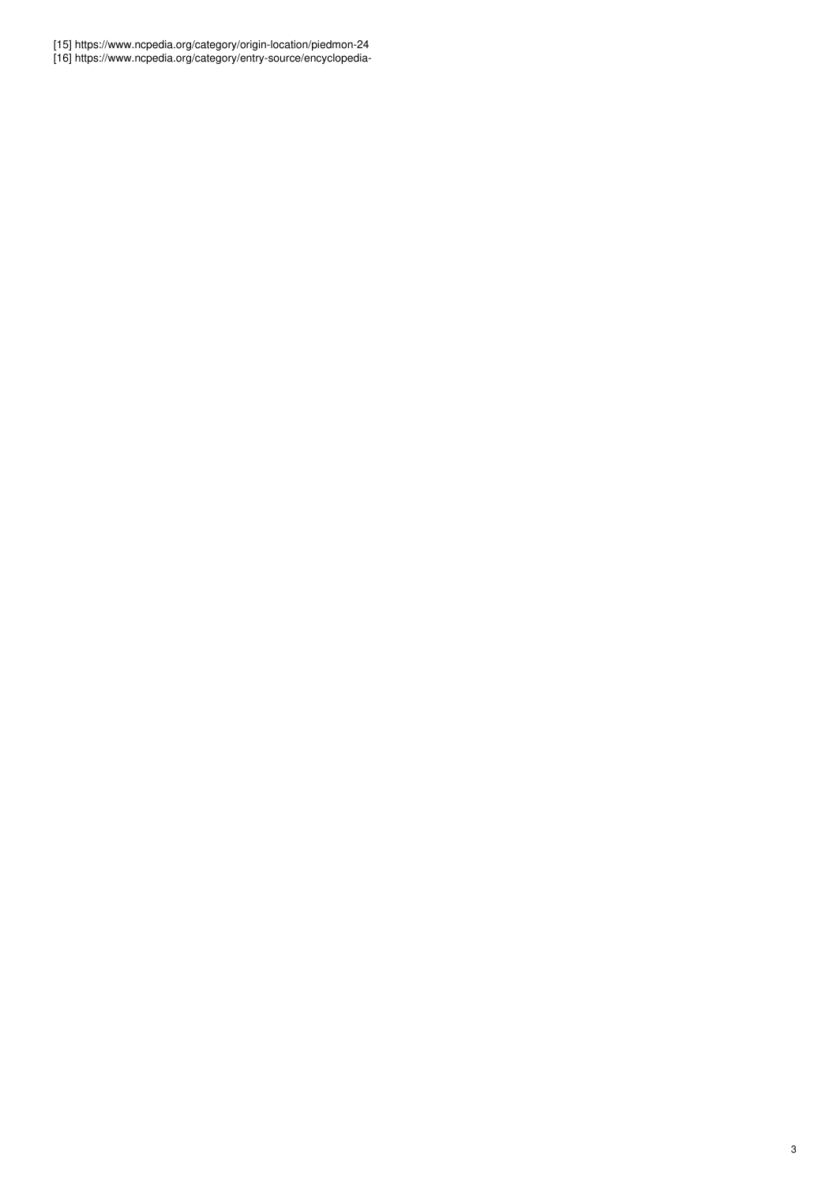[15] https://www.ncpedia.org/category/origin-location/piedmon-24
[16] https://www.ncpedia.org/category/entry-source/encyclopedia-